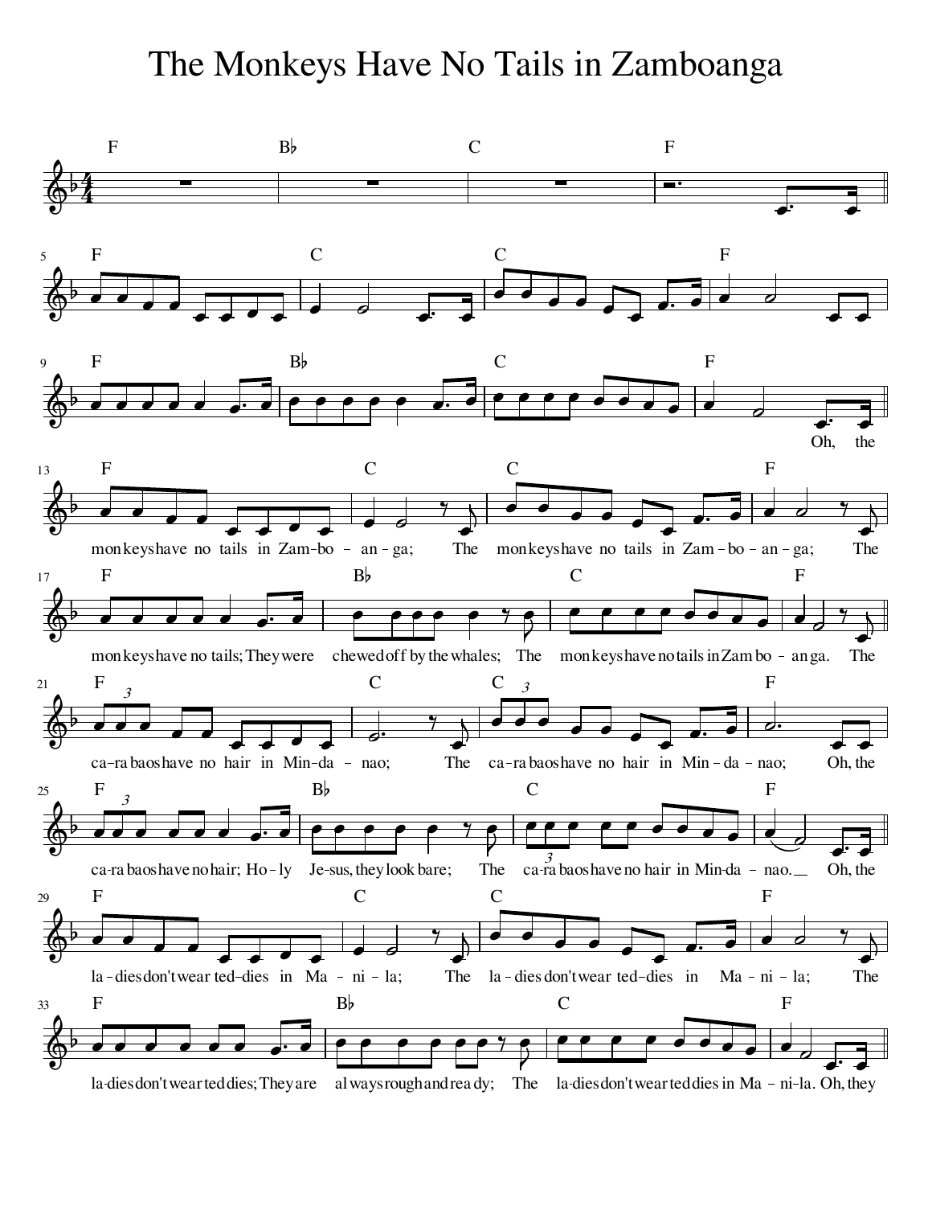# The Monkeys Have No Tails in Zamboanga

Oh, the monkeys have no tails in Zamboanga;
The monkeys have no tails in Zamboanga;
The monkeys have no tails; They were chewed off by the whales;
The monkeys have no tails in Zamboanga.

The carabaos have no hair in Mindanao;
The carabaos have no hair in Mindanao;
Oh, the carabaos have no hair; Holy Jesus, they look bare;
The carabaos have no hair in Mindanao.

Oh, the ladies don't wear teddies in Manila;
The ladies don't wear teddies in Manila;
The ladies don't wear teddies; They are always rough and ready;
The ladies don't wear teddies in Manila.

Oh, they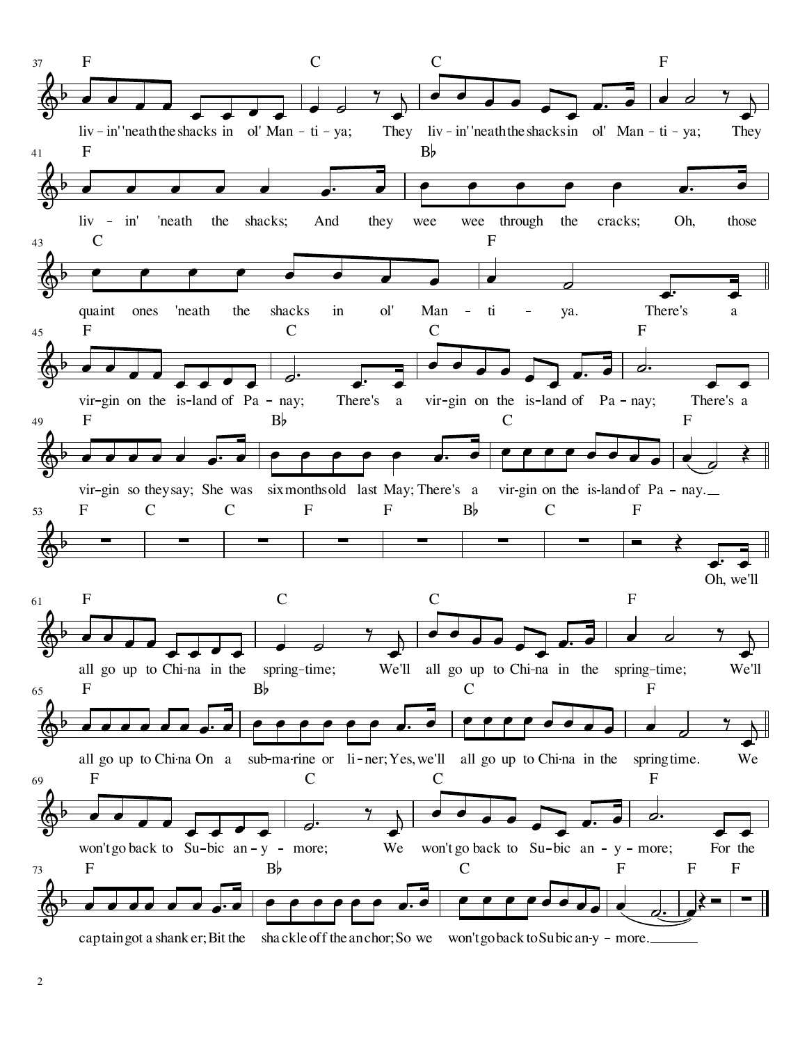F C C F

liv-in' 'neath the shacks in ol' Man-ti-ya; They liv-in' 'neath the shacks in ol' Man-ti-ya; They

F B♭

liv-in' 'neath the shacks; And they wee wee through the cracks; Oh, those

C F

quaint ones 'neath the shacks in ol' Man-ti-ya. There's a

F C C F

vir-gin on the is-land of Pa-nay; There's a vir-gin on the is-land of Pa-nay; There's a

F B♭ C F

vir-gin so they say; She was six months old last May; There's a vir-gin on the is-land of Pa-nay.

F C C F F B♭ C F

Oh, we'll

F C C F

all go up to Chi-na in the spring-time; We'll all go up to Chi-na in the spring-time; We'll

F B♭ C F

all go up to Chi-na On a sub-ma-rine or li-ner; Yes, we'll all go up to Chi-na in the spring time. We

F C C F

won't go back to Su-bic an-y-more; We won't go back to Su-bic an-y-more; For the

F B♭ C F F F

captain got a shanker; Bit the shackle off the anchor; So we won't go back to Subic an-y-more.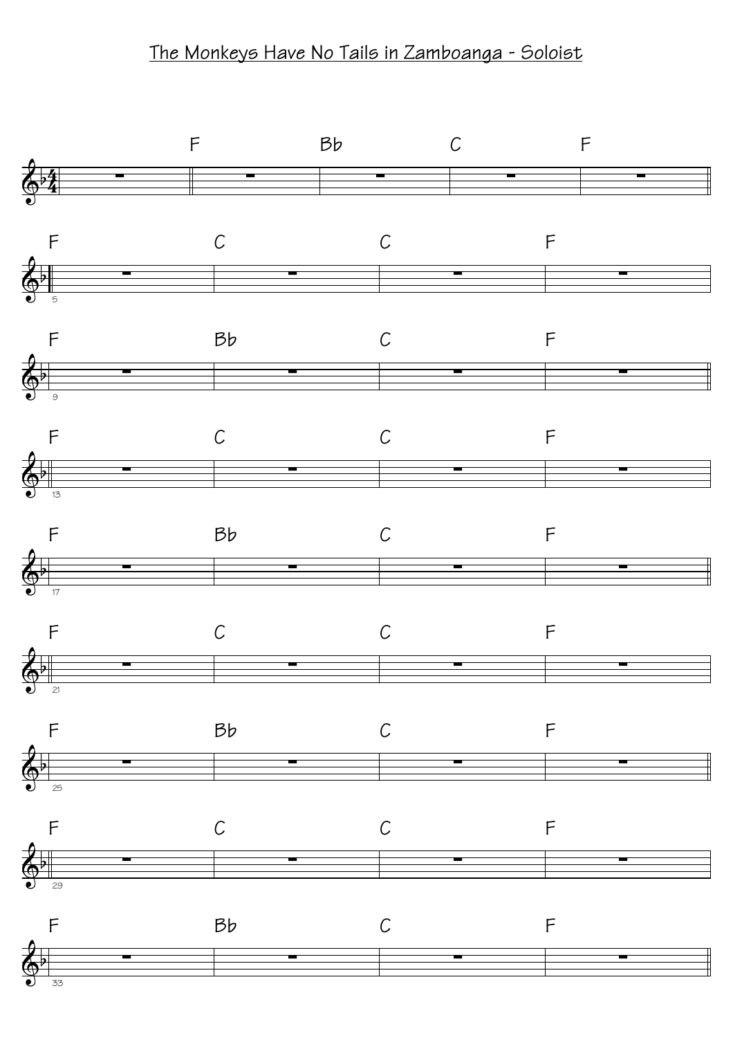# The Monkeys Have No Tails in Zamboanga - Soloist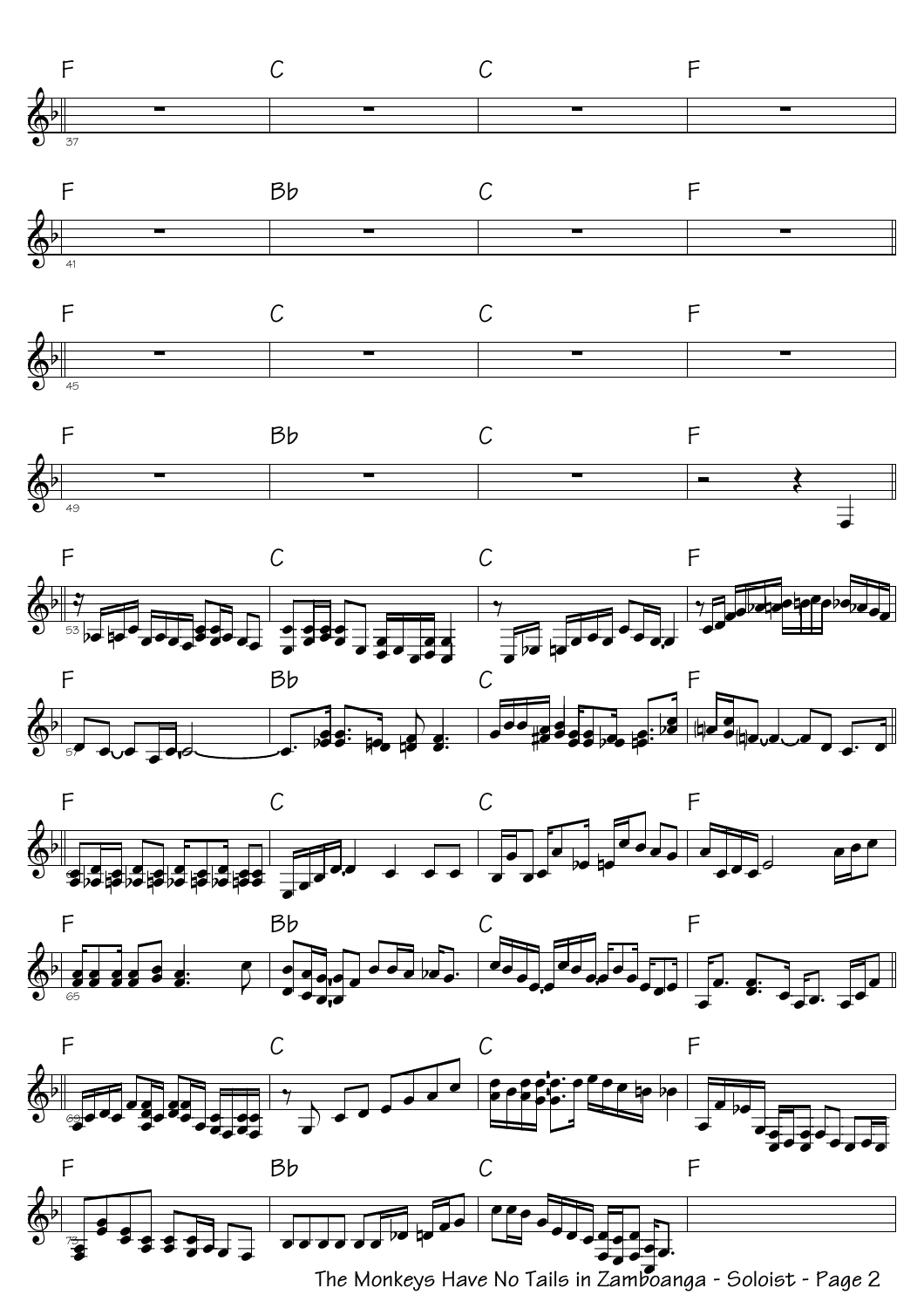| 37 | F | C | C | F |
|---|---|---|---|---|
| 41 | F | Bb | C | F |
| 45 | F | C | C | F |
| 49 | F | Bb | C | F |
| 53 | F | C | C | F |
| 57 | F | Bb | C | F |
| 61 | F | C | C | F |
| 65 | F | Bb | C | F |
| 69 | F | C | C | F |
| 73 | F | Bb | C | F |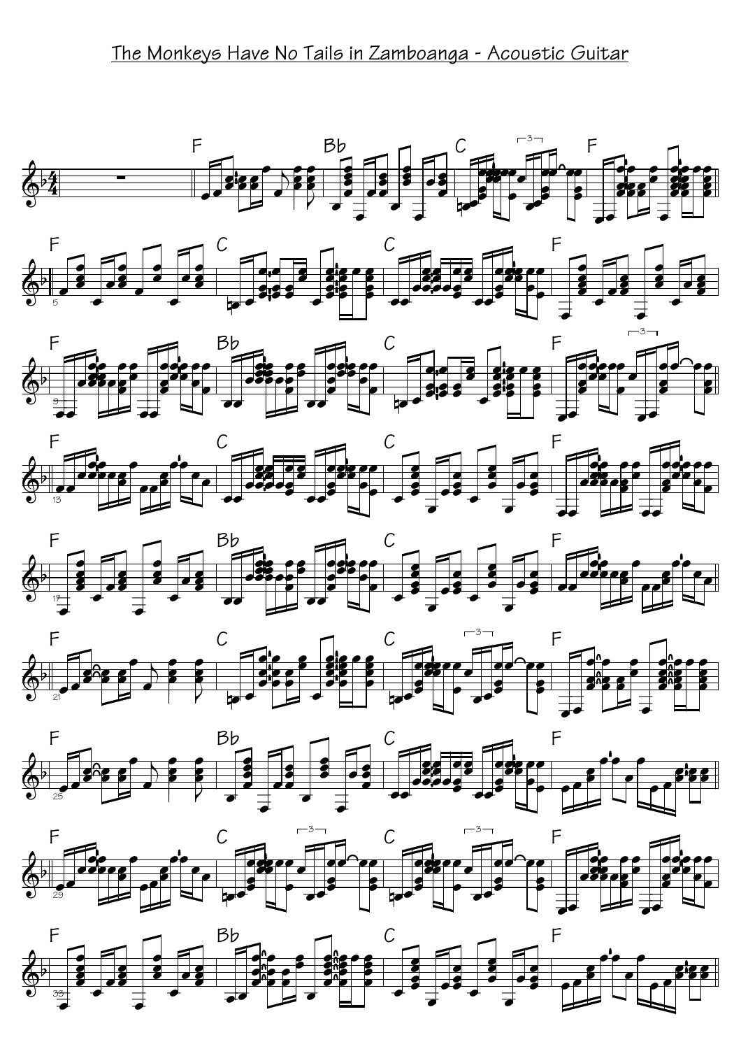# The Monkeys Have No Tails in Zamboanga - Acoustic Guitar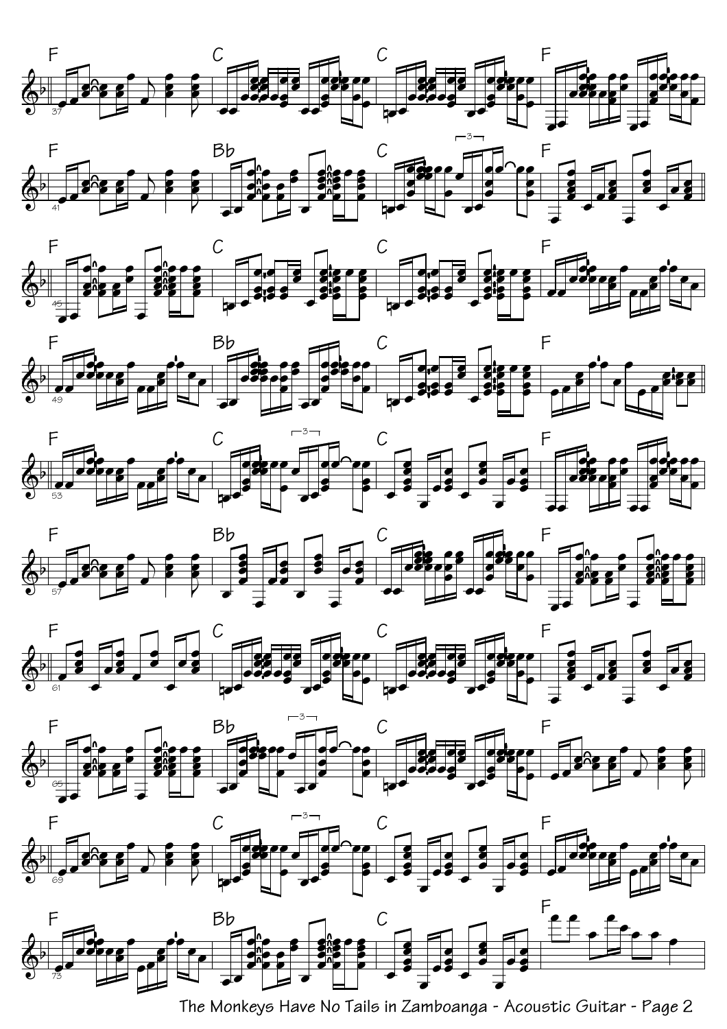37: F | C | C | F

41: F | Bb | C | F

45: F | C | C | F

49: F | Bb | C | F

53: F | C | C | F

57: F | Bb | C | F

61: F | C | C | F

65: F | Bb | C | F

69: F | C | C | F

73: F | Bb | C | F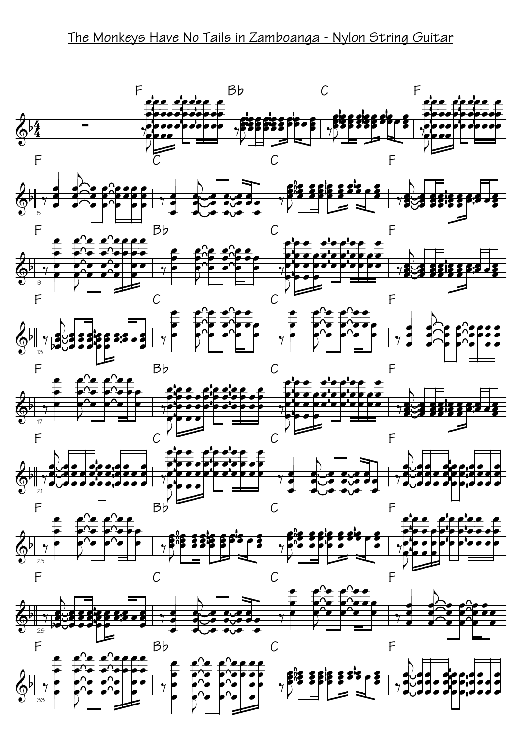# The Monkeys Have No Tails in Zamboanga - Nylon String Guitar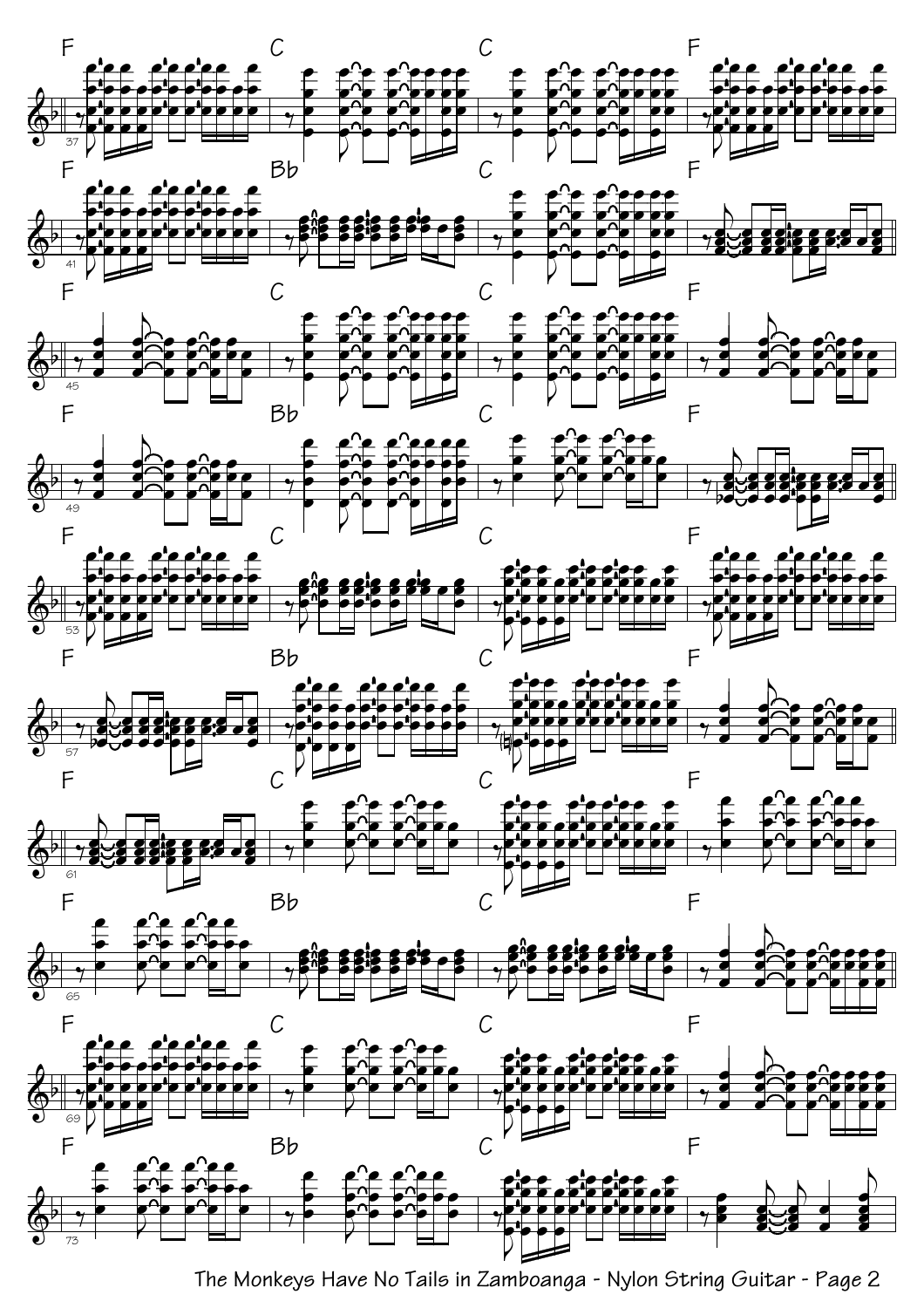F C C F

F Bb C F

F C C F

F Bb C F

F C C F

F Bb C F

F C C F

F Bb C F

F C C F

F Bb C F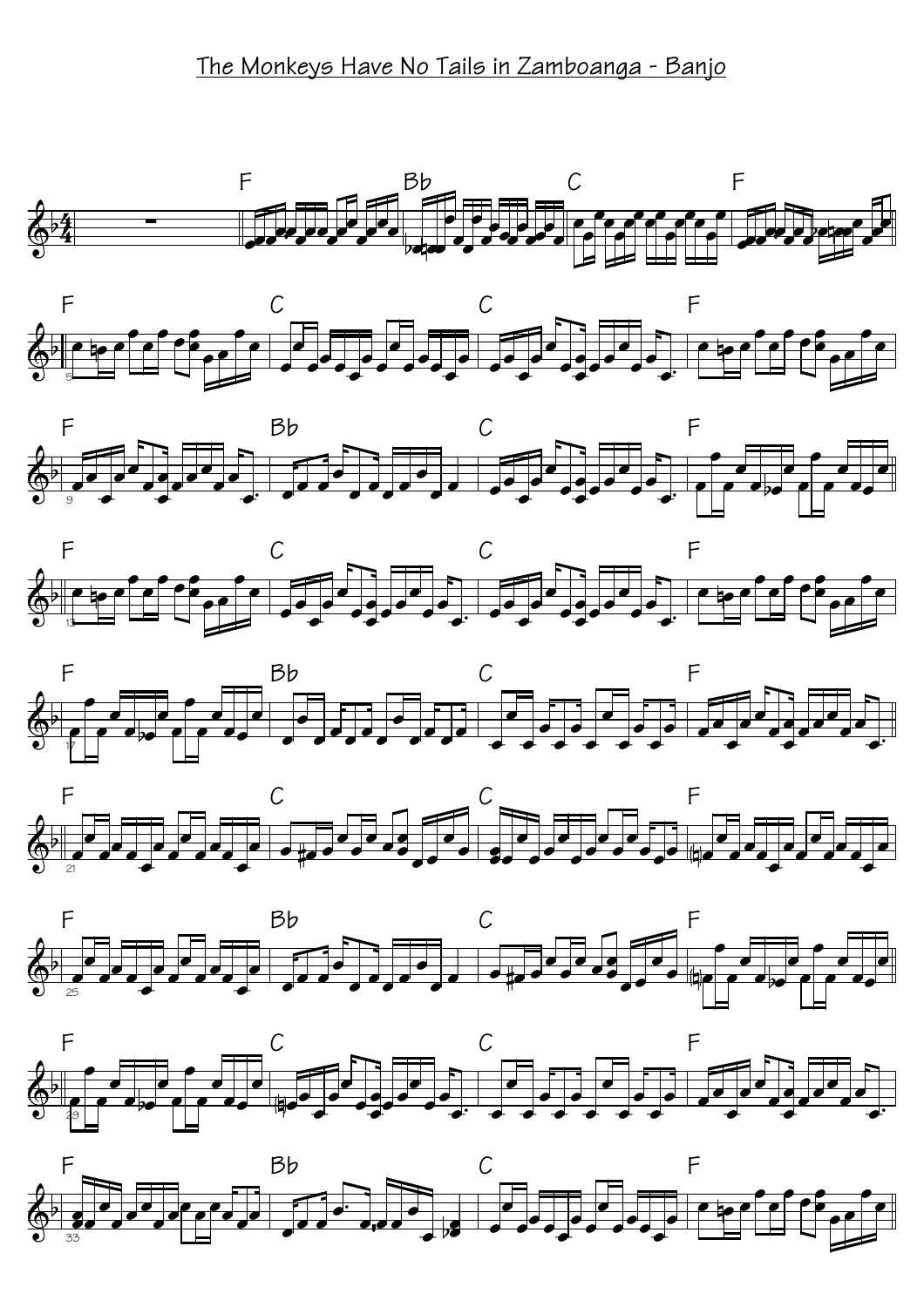# The Monkeys Have No Tails in Zamboanga - Banjo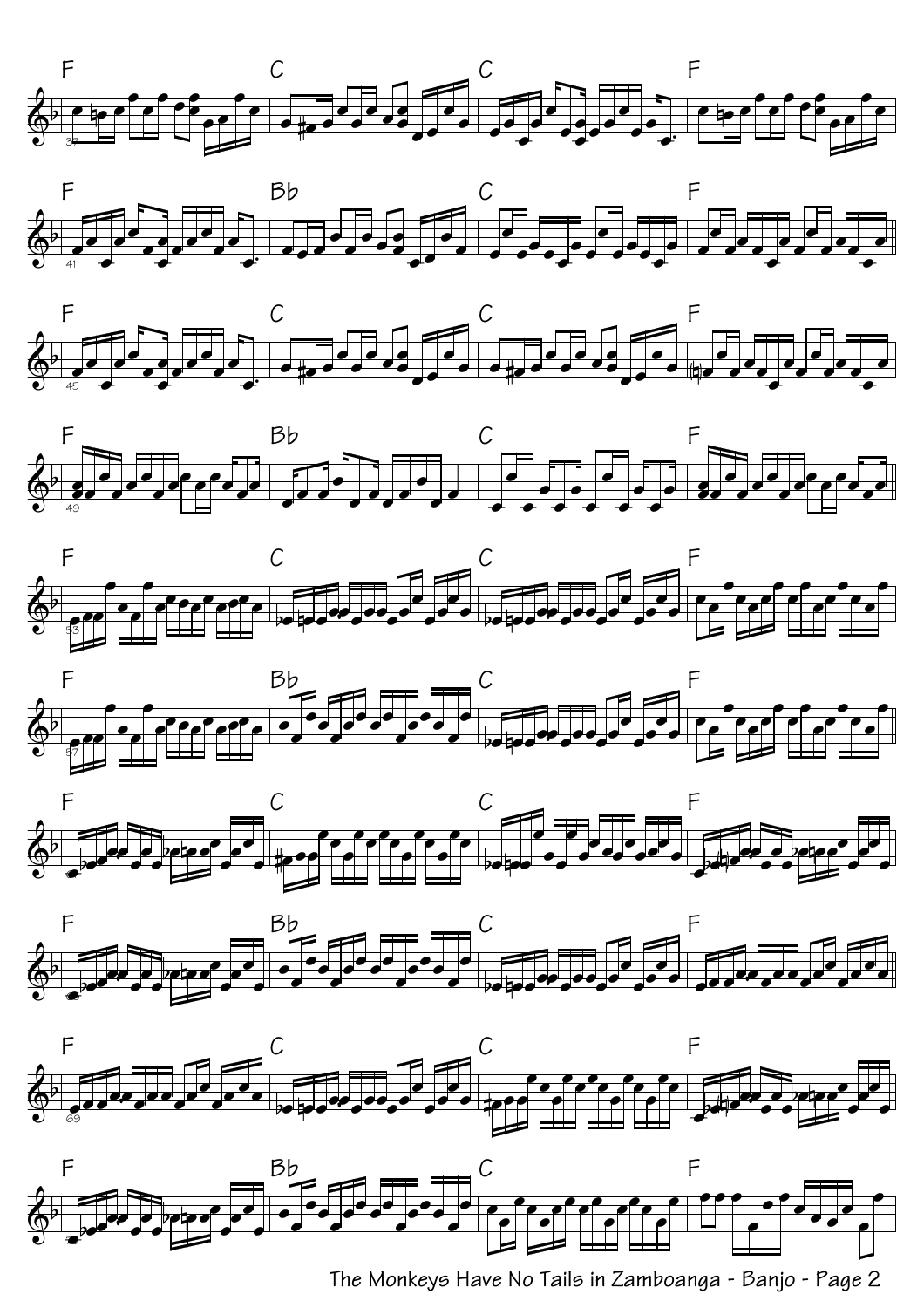F C C F

F Bb C F

F C C F

F Bb C F

F C C F

F Bb C F

F C C F

F Bb C F

F C C F

F Bb C F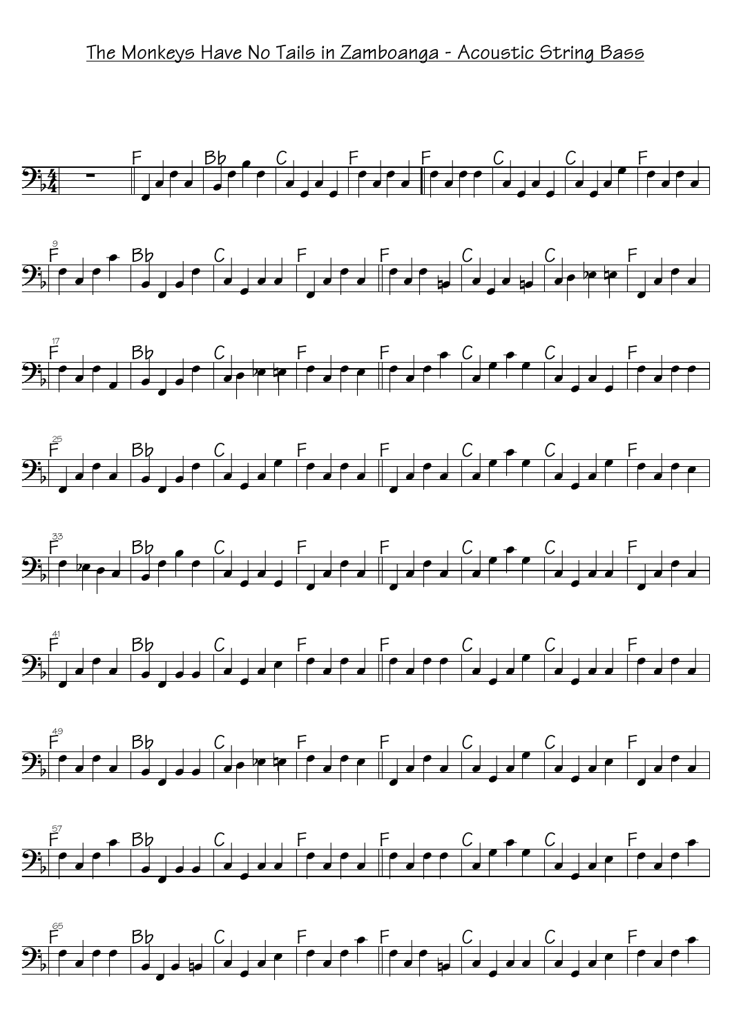# The Monkeys Have No Tails in Zamboanga - Acoustic String Bass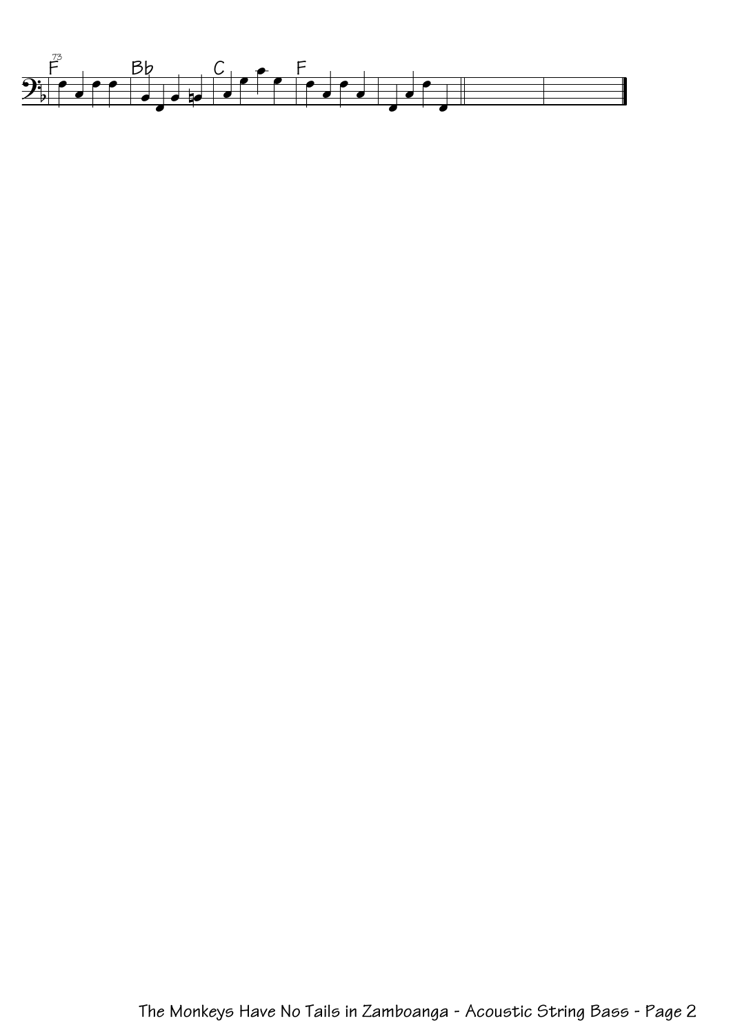73

F

Bb

C

F